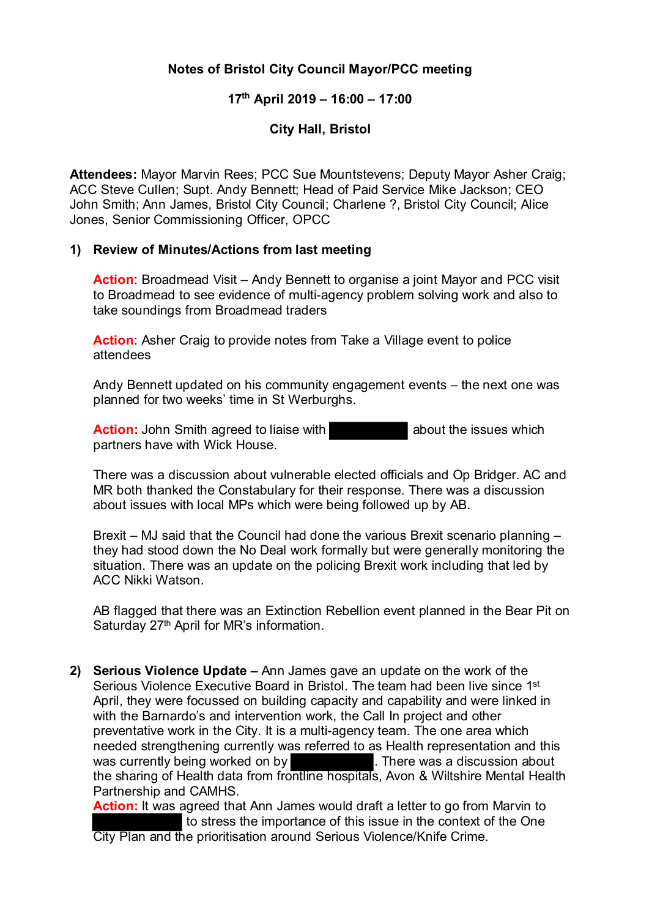**Notes of Bristol City Council Mayor/PCC meeting**

**17th April 2019 – 16:00 – 17:00**

**City Hall, Bristol**

**Attendees:** Mayor Marvin Rees; PCC Sue Mountstevens; Deputy Mayor Asher Craig; ACC Steve Cullen; Supt. Andy Bennett; Head of Paid Service Mike Jackson; CEO John Smith; Ann James, Bristol City Council; Charlene ?, Bristol City Council; Alice Jones, Senior Commissioning Officer, OPCC

1) **Review of Minutes/Actions from last meeting**

   **Action**: Broadmead Visit – Andy Bennett to organise a joint Mayor and PCC visit to Broadmead to see evidence of multi-agency problem solving work and also to take soundings from Broadmead traders

   **Action**: Asher Craig to provide notes from Take a Village event to police attendees

   Andy Bennett updated on his community engagement events – the next one was planned for two weeks' time in St Werburghs.

   **Action:** John Smith agreed to liaise with [REDACTED] about the issues which partners have with Wick House.

   There was a discussion about vulnerable elected officials and Op Bridger. AC and MR both thanked the Constabulary for their response. There was a discussion about issues with local MPs which were being followed up by AB.

   Brexit – MJ said that the Council had done the various Brexit scenario planning – they had stood down the No Deal work formally but were generally monitoring the situation. There was an update on the policing Brexit work including that led by ACC Nikki Watson.

   AB flagged that there was an Extinction Rebellion event planned in the Bear Pit on Saturday 27th April for MR's information.

2) **Serious Violence Update –** Ann James gave an update on the work of the Serious Violence Executive Board in Bristol. The team had been live since 1st April, they were focussed on building capacity and capability and were linked in with the Barnardo's and intervention work, the Call In project and other preventative work in the City. It is a multi-agency team. The one area which needed strengthening currently was referred to as Health representation and this was currently being worked on by [REDACTED]. There was a discussion about the sharing of Health data from frontline hospitals, Avon & Wiltshire Mental Health Partnership and CAMHS.
   **Action:** It was agreed that Ann James would draft a letter to go from Marvin to [REDACTED] to stress the importance of this issue in the context of the One City Plan and the prioritisation around Serious Violence/Knife Crime.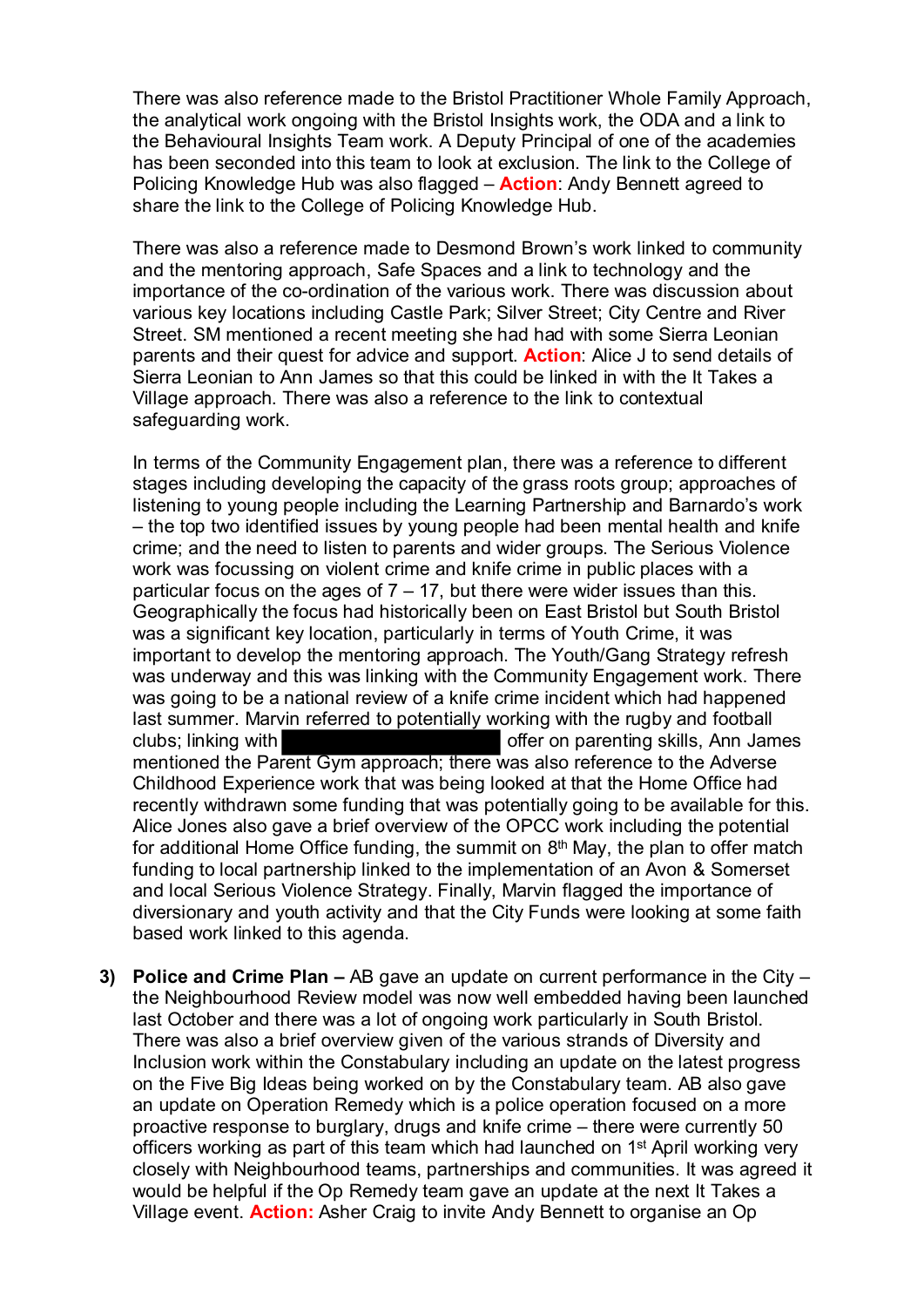There was also reference made to the Bristol Practitioner Whole Family Approach, the analytical work ongoing with the Bristol Insights work, the ODA and a link to the Behavioural Insights Team work. A Deputy Principal of one of the academies has been seconded into this team to look at exclusion. The link to the College of Policing Knowledge Hub was also flagged – **Action**: Andy Bennett agreed to share the link to the College of Policing Knowledge Hub.

There was also a reference made to Desmond Brown's work linked to community and the mentoring approach, Safe Spaces and a link to technology and the importance of the co-ordination of the various work. There was discussion about various key locations including Castle Park; Silver Street; City Centre and River Street. SM mentioned a recent meeting she had had with some Sierra Leonian parents and their quest for advice and support. **Action**: Alice J to send details of Sierra Leonian to Ann James so that this could be linked in with the It Takes a Village approach. There was also a reference to the link to contextual safeguarding work.

In terms of the Community Engagement plan, there was a reference to different stages including developing the capacity of the grass roots group; approaches of listening to young people including the Learning Partnership and Barnardo's work – the top two identified issues by young people had been mental health and knife crime; and the need to listen to parents and wider groups. The Serious Violence work was focussing on violent crime and knife crime in public places with a particular focus on the ages of 7 – 17, but there were wider issues than this. Geographically the focus had historically been on East Bristol but South Bristol was a significant key location, particularly in terms of Youth Crime, it was important to develop the mentoring approach. The Youth/Gang Strategy refresh was underway and this was linking with the Community Engagement work. There was going to be a national review of a knife crime incident which had happened last summer. Marvin referred to potentially working with the rugby and football clubs; linking with [REDACTED] offer on parenting skills, Ann James mentioned the Parent Gym approach; there was also reference to the Adverse Childhood Experience work that was being looked at that the Home Office had recently withdrawn some funding that was potentially going to be available for this. Alice Jones also gave a brief overview of the OPCC work including the potential for additional Home Office funding, the summit on 8th May, the plan to offer match funding to local partnership linked to the implementation of an Avon & Somerset and local Serious Violence Strategy. Finally, Marvin flagged the importance of diversionary and youth activity and that the City Funds were looking at some faith based work linked to this agenda.

3) **Police and Crime Plan –** AB gave an update on current performance in the City – the Neighbourhood Review model was now well embedded having been launched last October and there was a lot of ongoing work particularly in South Bristol. There was also a brief overview given of the various strands of Diversity and Inclusion work within the Constabulary including an update on the latest progress on the Five Big Ideas being worked on by the Constabulary team. AB also gave an update on Operation Remedy which is a police operation focused on a more proactive response to burglary, drugs and knife crime – there were currently 50 officers working as part of this team which had launched on 1st April working very closely with Neighbourhood teams, partnerships and communities. It was agreed it would be helpful if the Op Remedy team gave an update at the next It Takes a Village event. **Action:** Asher Craig to invite Andy Bennett to organise an Op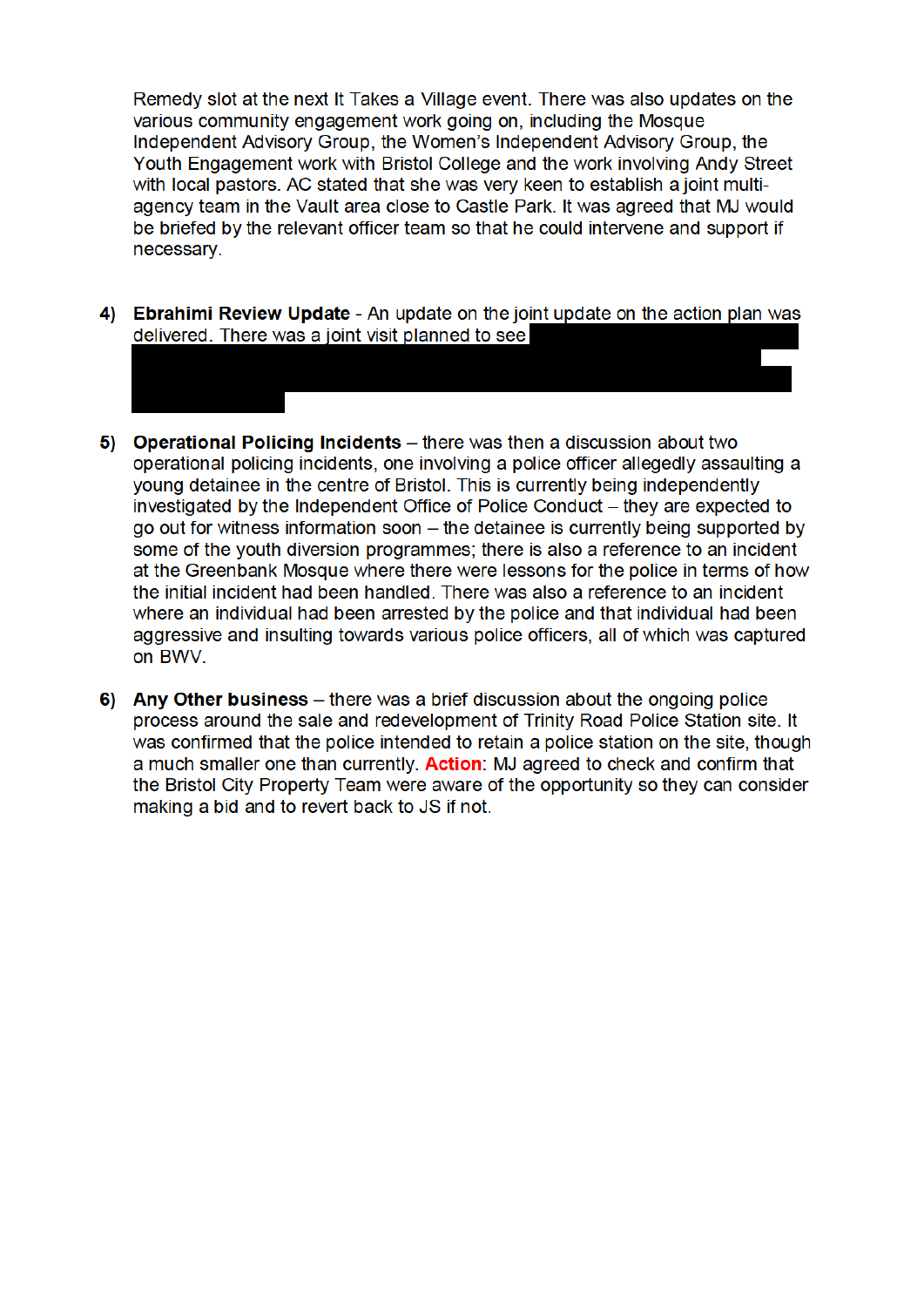Remedy slot at the next It Takes a Village event. There was also updates on the various community engagement work going on, including the Mosque Independent Advisory Group, the Women's Independent Advisory Group, the Youth Engagement work with Bristol College and the work involving Andy Street with local pastors. AC stated that she was very keen to establish a joint multi-agency team in the Vault area close to Castle Park. It was agreed that MJ would be briefed by the relevant officer team so that he could intervene and support if necessary.

4) **Ebrahimi Review Update** - An update on the joint update on the action plan was delivered. There was a joint visit planned to see

5) **Operational Policing Incidents** – there was then a discussion about two operational policing incidents, one involving a police officer allegedly assaulting a young detainee in the centre of Bristol. This is currently being independently investigated by the Independent Office of Police Conduct – they are expected to go out for witness information soon – the detainee is currently being supported by some of the youth diversion programmes; there is also a reference to an incident at the Greenbank Mosque where there were lessons for the police in terms of how the initial incident had been handled. There was also a reference to an incident where an individual had been arrested by the police and that individual had been aggressive and insulting towards various police officers, all of which was captured on BWV.

6) **Any Other business** – there was a brief discussion about the ongoing police process around the sale and redevelopment of Trinity Road Police Station site. It was confirmed that the police intended to retain a police station on the site, though a much smaller one than currently. **Action**: MJ agreed to check and confirm that the Bristol City Property Team were aware of the opportunity so they can consider making a bid and to revert back to JS if not.